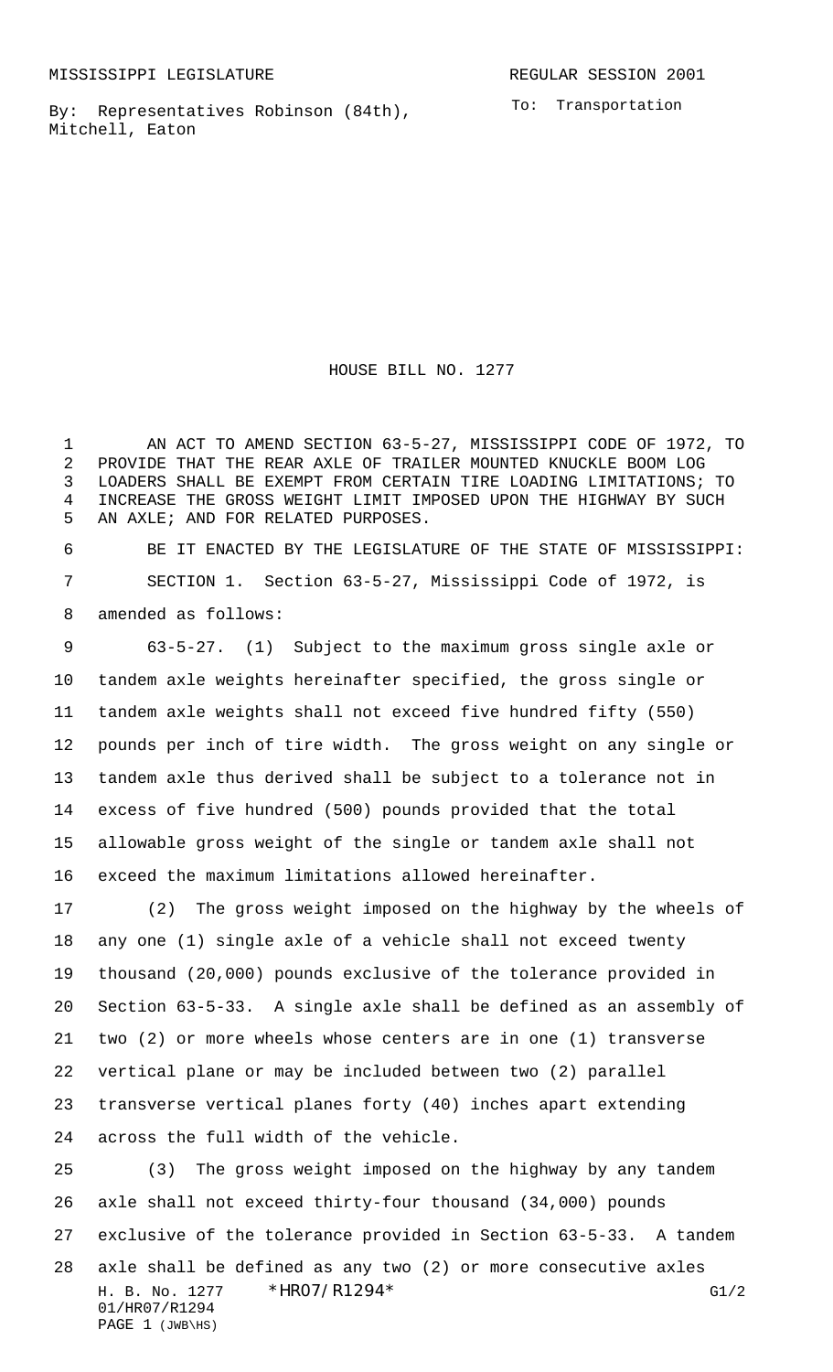MISSISSIPPI LEGISLATURE REGULAR SESSION 2001

By: Representatives Robinson (84th), Mitchell, Eaton

To: Transportation

# HOUSE BILL NO. 1277

AN ACT TO AMEND SECTION 63-5-27, MISSISSIPPI CODE OF 1972, TO PROVIDE THAT THE REAR AXLE OF TRAILER MOUNTED KNUCKLE BOOM LOG LOADERS SHALL BE EXEMPT FROM CERTAIN TIRE LOADING LIMITATIONS; TO INCREASE THE GROSS WEIGHT LIMIT IMPOSED UPON THE HIGHWAY BY SUCH AN AXLE; AND FOR RELATED PURPOSES.

BE IT ENACTED BY THE LEGISLATURE OF THE STATE OF MISSISSIPPI:

SECTION 1. Section 63-5-27, Mississippi Code of 1972, is amended as follows:

63-5-27. (1) Subject to the maximum gross single axle or tandem axle weights hereinafter specified, the gross single or tandem axle weights shall not exceed five hundred fifty (550) pounds per inch of tire width. The gross weight on any single or tandem axle thus derived shall be subject to a tolerance not in excess of five hundred (500) pounds provided that the total allowable gross weight of the single or tandem axle shall not exceed the maximum limitations allowed hereinafter.

(2) The gross weight imposed on the highway by the wheels of any one (1) single axle of a vehicle shall not exceed twenty thousand (20,000) pounds exclusive of the tolerance provided in Section 63-5-33. A single axle shall be defined as an assembly of two (2) or more wheels whose centers are in one (1) transverse vertical plane or may be included between two (2) parallel transverse vertical planes forty (40) inches apart extending across the full width of the vehicle.

(3) The gross weight imposed on the highway by any tandem axle shall not exceed thirty-four thousand (34,000) pounds exclusive of the tolerance provided in Section 63-5-33. A tandem axle shall be defined as any two (2) or more consecutive axles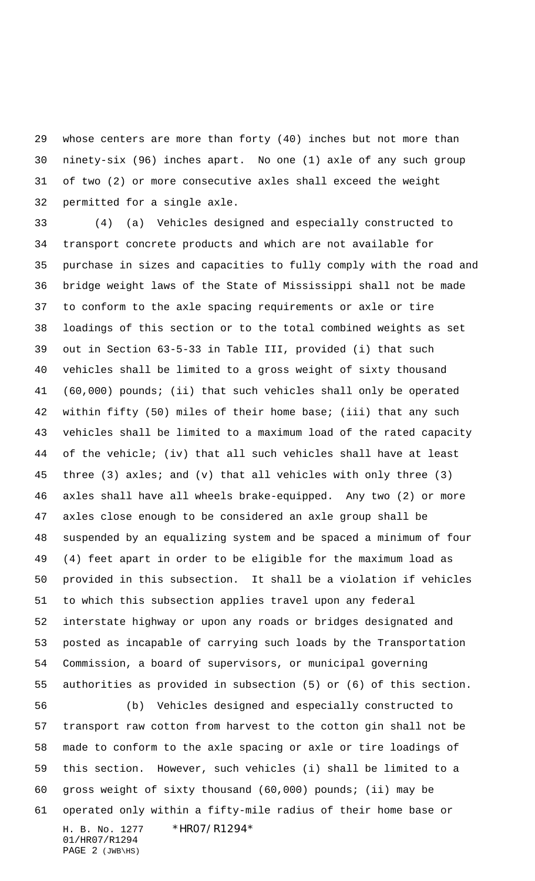whose centers are more than forty (40) inches but not more than ninety-six (96) inches apart. No one (1) axle of any such group of two (2) or more consecutive axles shall exceed the weight permitted for a single axle.

(4) (a) Vehicles designed and especially constructed to transport concrete products and which are not available for purchase in sizes and capacities to fully comply with the road and bridge weight laws of the State of Mississippi shall not be made to conform to the axle spacing requirements or axle or tire loadings of this section or to the total combined weights as set out in Section 63-5-33 in Table III, provided (i) that such vehicles shall be limited to a gross weight of sixty thousand (60,000) pounds; (ii) that such vehicles shall only be operated within fifty (50) miles of their home base; (iii) that any such vehicles shall be limited to a maximum load of the rated capacity of the vehicle; (iv) that all such vehicles shall have at least three (3) axles; and (v) that all vehicles with only three (3) axles shall have all wheels brake-equipped. Any two (2) or more axles close enough to be considered an axle group shall be suspended by an equalizing system and be spaced a minimum of four (4) feet apart in order to be eligible for the maximum load as provided in this subsection. It shall be a violation if vehicles to which this subsection applies travel upon any federal interstate highway or upon any roads or bridges designated and posted as incapable of carrying such loads by the Transportation Commission, a board of supervisors, or municipal governing authorities as provided in subsection (5) or (6) of this section.

(b) Vehicles designed and especially constructed to transport raw cotton from harvest to the cotton gin shall not be made to conform to the axle spacing or axle or tire loadings of this section. However, such vehicles (i) shall be limited to a gross weight of sixty thousand (60,000) pounds; (ii) may be operated only within a fifty-mile radius of their home base or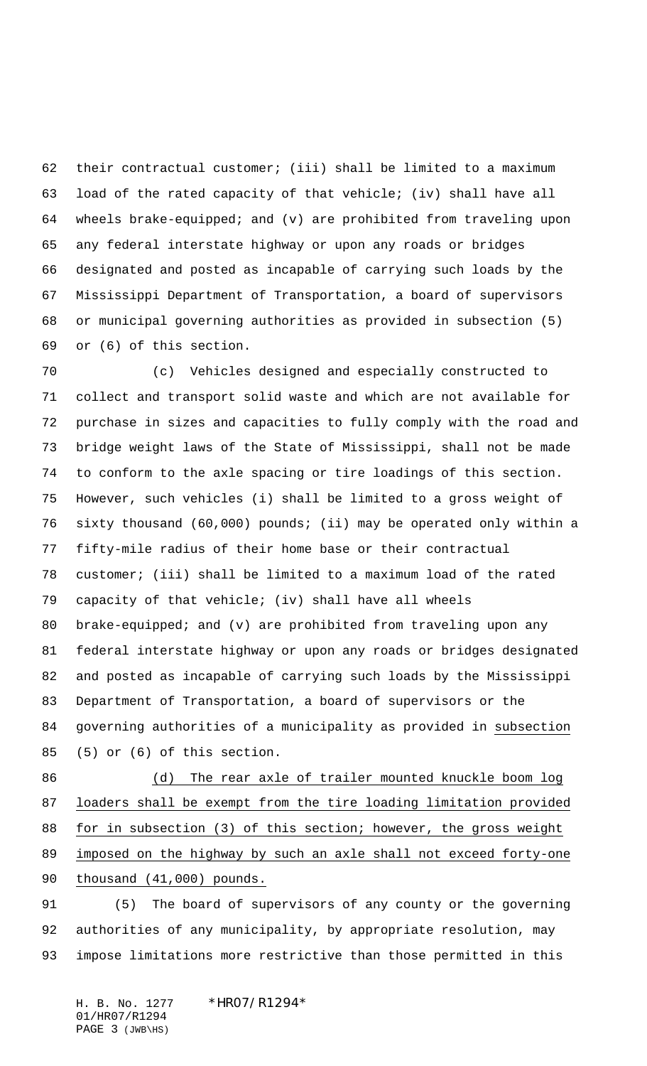their contractual customer; (iii) shall be limited to a maximum load of the rated capacity of that vehicle; (iv) shall have all wheels brake-equipped; and (v) are prohibited from traveling upon any federal interstate highway or upon any roads or bridges designated and posted as incapable of carrying such loads by the Mississippi Department of Transportation, a board of supervisors or municipal governing authorities as provided in subsection (5) or (6) of this section.

(c) Vehicles designed and especially constructed to collect and transport solid waste and which are not available for purchase in sizes and capacities to fully comply with the road and bridge weight laws of the State of Mississippi, shall not be made to conform to the axle spacing or tire loadings of this section. However, such vehicles (i) shall be limited to a gross weight of sixty thousand (60,000) pounds; (ii) may be operated only within a fifty-mile radius of their home base or their contractual customer; (iii) shall be limited to a maximum load of the rated capacity of that vehicle; (iv) shall have all wheels brake-equipped; and (v) are prohibited from traveling upon any federal interstate highway or upon any roads or bridges designated and posted as incapable of carrying such loads by the Mississippi Department of Transportation, a board of supervisors or the governing authorities of a municipality as provided in subsection (5) or (6) of this section.

(d) The rear axle of trailer mounted knuckle boom log loaders shall be exempt from the tire loading limitation provided for in subsection (3) of this section; however, the gross weight imposed on the highway by such an axle shall not exceed forty-one thousand (41,000) pounds.

(5) The board of supervisors of any county or the governing authorities of any municipality, by appropriate resolution, may impose limitations more restrictive than those permitted in this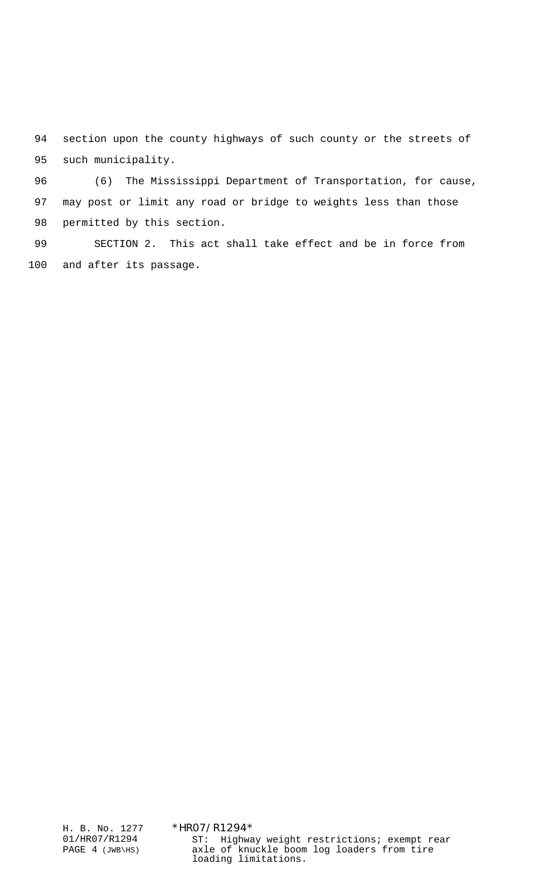section upon the county highways of such county or the streets of such municipality.

(6) The Mississippi Department of Transportation, for cause, may post or limit any road or bridge to weights less than those permitted by this section.

SECTION 2. This act shall take effect and be in force from and after its passage.